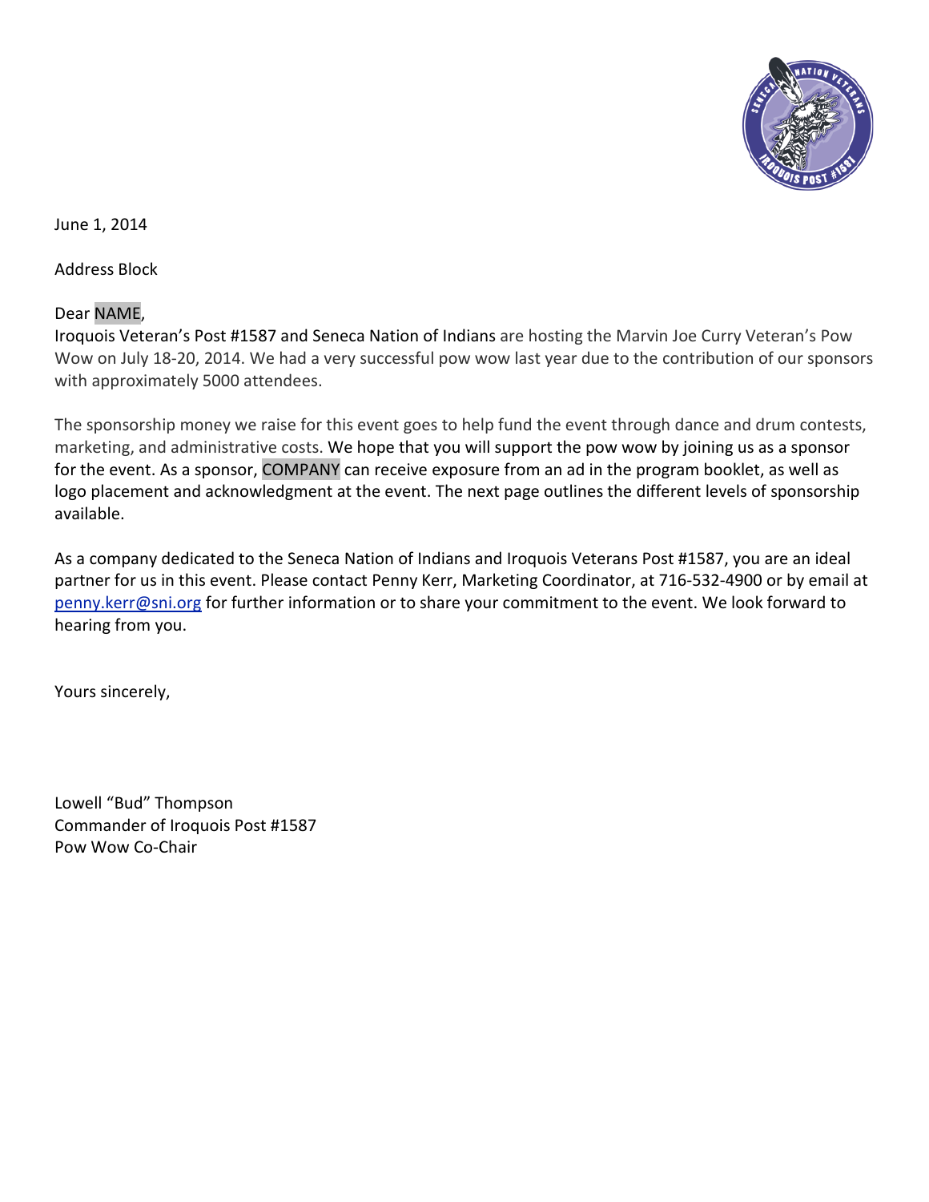June 1, 2014

Address Block

Dear NAME,
Iroquois Veteran's Post #1587 and Seneca Nation of Indians are hosting the Marvin Joe Curry Veteran's Pow Wow on July 18-20, 2014. We had a very successful pow wow last year due to the contribution of our sponsors with approximately 5000 attendees.

The sponsorship money we raise for this event goes to help fund the event through dance and drum contests, marketing, and administrative costs. We hope that you will support the pow wow by joining us as a sponsor for the event. As a sponsor, COMPANY can receive exposure from an ad in the program booklet, as well as logo placement and acknowledgment at the event. The next page outlines the different levels of sponsorship available.

As a company dedicated to the Seneca Nation of Indians and Iroquois Veterans Post #1587, you are an ideal partner for us in this event. Please contact Penny Kerr, Marketing Coordinator, at 716-532-4900 or by email at penny.kerr@sni.org for further information or to share your commitment to the event. We look forward to hearing from you.

Yours sincerely,

Lowell "Bud" Thompson
Commander of Iroquois Post #1587
Pow Wow Co-Chair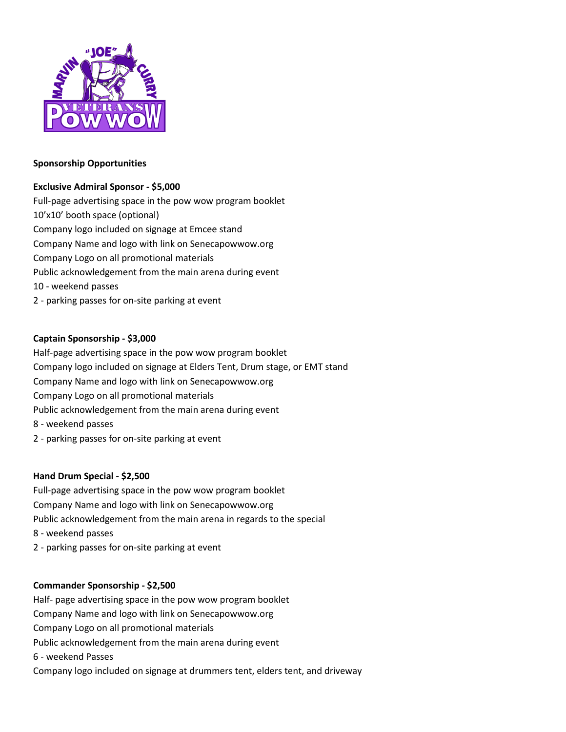**Sponsorship Opportunities**

**Exclusive Admiral Sponsor - $5,000**

Full-page advertising space in the pow wow program booklet
10'x10' booth space (optional)
Company logo included on signage at Emcee stand
Company Name and logo with link on Senecapowwow.org
Company Logo on all promotional materials
Public acknowledgement from the main arena during event
10 - weekend passes
2 - parking passes for on-site parking at event

**Captain Sponsorship - $3,000**

Half-page advertising space in the pow wow program booklet
Company logo included on signage at Elders Tent, Drum stage, or EMT stand
Company Name and logo with link on Senecapowwow.org
Company Logo on all promotional materials
Public acknowledgement from the main arena during event
8 - weekend passes
2 - parking passes for on-site parking at event

**Hand Drum Special - $2,500**

Full-page advertising space in the pow wow program booklet
Company Name and logo with link on Senecapowwow.org
Public acknowledgement from the main arena in regards to the special
8 - weekend passes
2 - parking passes for on-site parking at event

**Commander Sponsorship - $2,500**

Half- page advertising space in the pow wow program booklet
Company Name and logo with link on Senecapowwow.org
Company Logo on all promotional materials
Public acknowledgement from the main arena during event
6 - weekend Passes
Company logo included on signage at drummers tent, elders tent, and driveway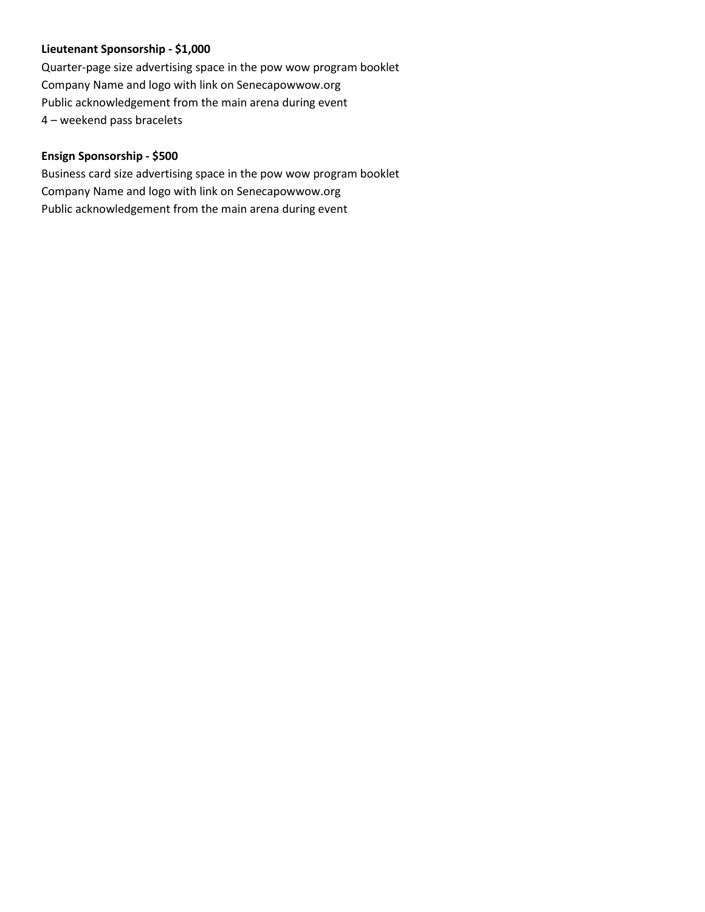**Lieutenant Sponsorship - $1,000**
Quarter-page size advertising space in the pow wow program booklet
Company Name and logo with link on Senecapowwow.org
Public acknowledgement from the main arena during event
4 – weekend pass bracelets

**Ensign Sponsorship - $500**
Business card size advertising space in the pow wow program booklet
Company Name and logo with link on Senecapowwow.org
Public acknowledgement from the main arena during event